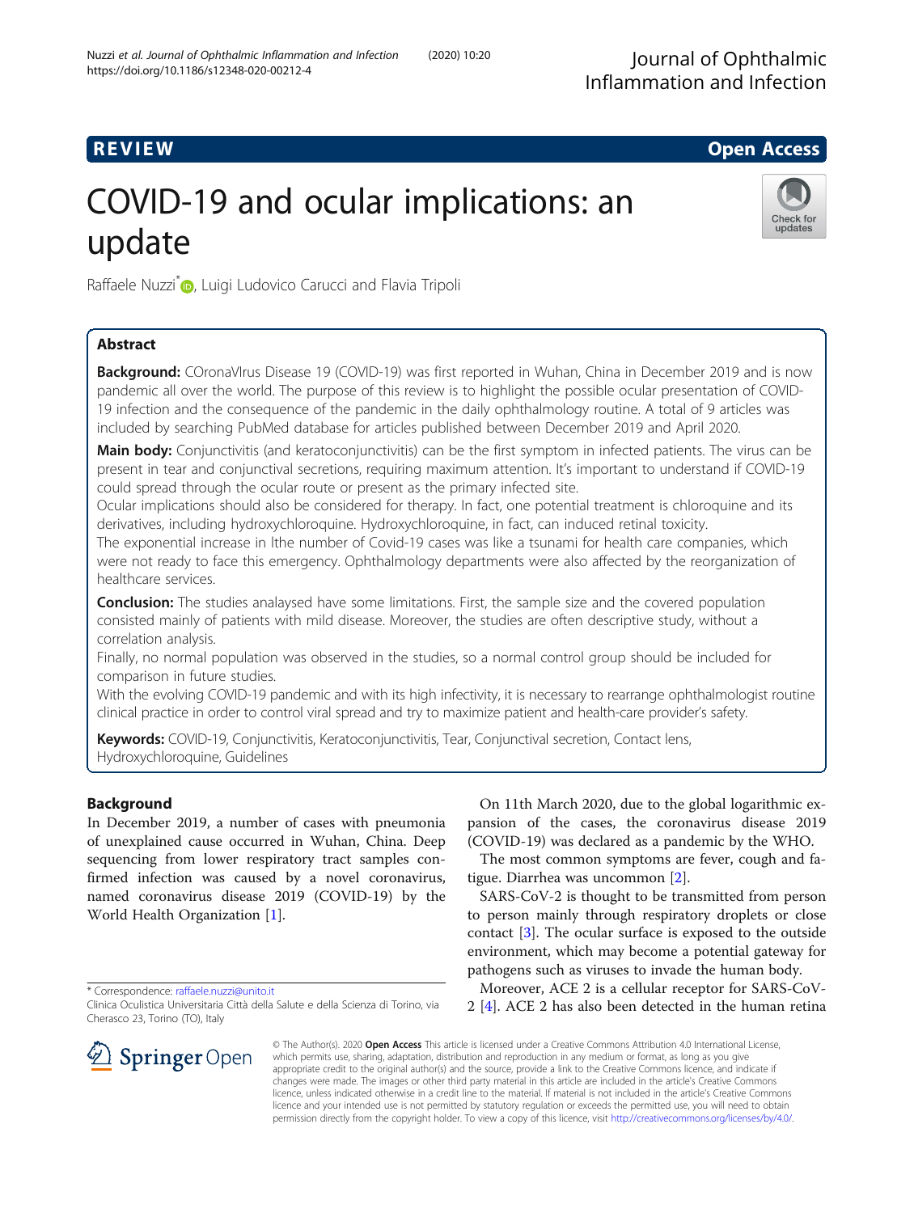REVIEW

Open Access

# COVID-19 and ocular implications: an update

Raffaele Nuzzi*, Luigi Ludovico Carucci and Flavia Tripoli

## Abstract

**Background:** COronaVIrus Disease 19 (COVID-19) was first reported in Wuhan, China in December 2019 and is now pandemic all over the world. The purpose of this review is to highlight the possible ocular presentation of COVID-19 infection and the consequence of the pandemic in the daily ophthalmology routine. A total of 9 articles was included by searching PubMed database for articles published between December 2019 and April 2020.

**Main body:** Conjunctivitis (and keratoconjunctivitis) can be the first symptom in infected patients. The virus can be present in tear and conjunctival secretions, requiring maximum attention. It's important to understand if COVID-19 could spread through the ocular route or present as the primary infected site.

Ocular implications should also be considered for therapy. In fact, one potential treatment is chloroquine and its derivatives, including hydroxychloroquine. Hydroxychloroquine, in fact, can induced retinal toxicity.

The exponential increase in lthe number of Covid-19 cases was like a tsunami for health care companies, which were not ready to face this emergency. Ophthalmology departments were also affected by the reorganization of healthcare services.

**Conclusion:** The studies analysed have some limitations. First, the sample size and the covered population consisted mainly of patients with mild disease. Moreover, the studies are often descriptive study, without a correlation analysis.

Finally, no normal population was observed in the studies, so a normal control group should be included for comparison in future studies.

With the evolving COVID-19 pandemic and with its high infectivity, it is necessary to rearrange ophthalmologist routine clinical practice in order to control viral spread and try to maximize patient and health-care provider's safety.

**Keywords:** COVID-19, Conjunctivitis, Keratoconjunctivitis, Tear, Conjunctival secretion, Contact lens, Hydroxychloroquine, Guidelines

## Background

In December 2019, a number of cases with pneumonia of unexplained cause occurred in Wuhan, China. Deep sequencing from lower respiratory tract samples confirmed infection was caused by a novel coronavirus, named coronavirus disease 2019 (COVID-19) by the World Health Organization [1].

On 11th March 2020, due to the global logarithmic expansion of the cases, the coronavirus disease 2019 (COVID-19) was declared as a pandemic by the WHO.

The most common symptoms are fever, cough and fatigue. Diarrhea was uncommon [2].

SARS-CoV-2 is thought to be transmitted from person to person mainly through respiratory droplets or close contact [3]. The ocular surface is exposed to the outside environment, which may become a potential gateway for pathogens such as viruses to invade the human body.

Moreover, ACE 2 is a cellular receptor for SARS-CoV-2 [4]. ACE 2 has also been detected in the human retina

\* Correspondence: raffaele.nuzzi@unito.it
Clinica Oculistica Universitaria Città della Salute e della Scienza di Torino, via Cherasco 23, Torino (TO), Italy

© The Author(s). 2020 **Open Access** This article is licensed under a Creative Commons Attribution 4.0 International License, which permits use, sharing, adaptation, distribution and reproduction in any medium or format, as long as you give appropriate credit to the original author(s) and the source, provide a link to the Creative Commons licence, and indicate if changes were made. The images or other third party material in this article are included in the article's Creative Commons licence, unless indicated otherwise in a credit line to the material. If material is not included in the article's Creative Commons licence and your intended use is not permitted by statutory regulation or exceeds the permitted use, you will need to obtain permission directly from the copyright holder. To view a copy of this licence, visit http://creativecommons.org/licenses/by/4.0/.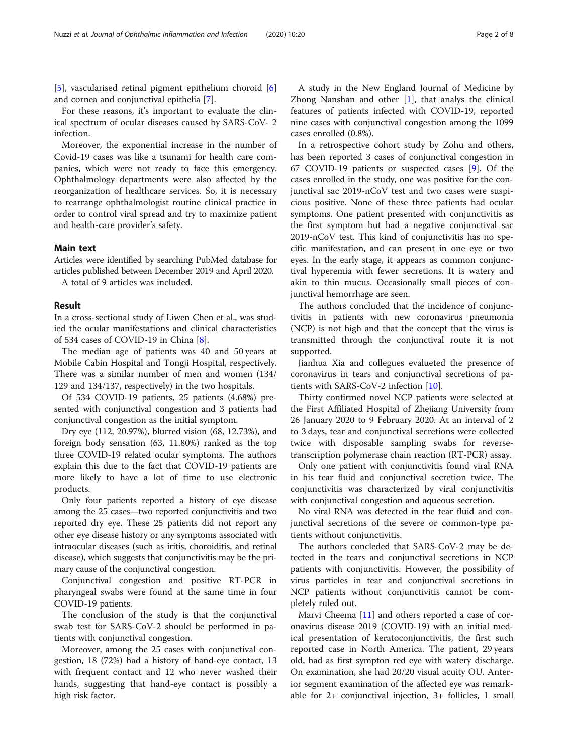[5], vascularised retinal pigment epithelium choroid [6] and cornea and conjunctival epithelia [7].

For these reasons, it's important to evaluate the clinical spectrum of ocular diseases caused by SARS-CoV- 2 infection.

Moreover, the exponential increase in the number of Covid-19 cases was like a tsunami for health care companies, which were not ready to face this emergency. Ophthalmology departments were also affected by the reorganization of healthcare services. So, it is necessary to rearrange ophthalmologist routine clinical practice in order to control viral spread and try to maximize patient and health-care provider's safety.

## Main text

Articles were identified by searching PubMed database for articles published between December 2019 and April 2020.

A total of 9 articles was included.

## Result

In a cross-sectional study of Liwen Chen et al., was studied the ocular manifestations and clinical characteristics of 534 cases of COVID-19 in China [8].

The median age of patients was 40 and 50 years at Mobile Cabin Hospital and Tongji Hospital, respectively. There was a similar number of men and women (134/129 and 134/137, respectively) in the two hospitals.

Of 534 COVID-19 patients, 25 patients (4.68%) presented with conjunctival congestion and 3 patients had conjunctival congestion as the initial symptom.

Dry eye (112, 20.97%), blurred vision (68, 12.73%), and foreign body sensation (63, 11.80%) ranked as the top three COVID-19 related ocular symptoms. The authors explain this due to the fact that COVID-19 patients are more likely to have a lot of time to use electronic products.

Only four patients reported a history of eye disease among the 25 cases—two reported conjunctivitis and two reported dry eye. These 25 patients did not report any other eye disease history or any symptoms associated with intraocular diseases (such as iritis, choroiditis, and retinal disease), which suggests that conjunctivitis may be the primary cause of the conjunctival congestion.

Conjunctival congestion and positive RT-PCR in pharyngeal swabs were found at the same time in four COVID-19 patients.

The conclusion of the study is that the conjunctival swab test for SARS-CoV-2 should be performed in patients with conjunctival congestion.

Moreover, among the 25 cases with conjunctival congestion, 18 (72%) had a history of hand-eye contact, 13 with frequent contact and 12 who never washed their hands, suggesting that hand-eye contact is possibly a high risk factor.

A study in the New England Journal of Medicine by Zhong Nanshan and other [1], that analys the clinical features of patients infected with COVID-19, reported nine cases with conjunctival congestion among the 1099 cases enrolled (0.8%).

In a retrospective cohort study by Zohu and others, has been reported 3 cases of conjunctival congestion in 67 COVID-19 patients or suspected cases [9]. Of the cases enrolled in the study, one was positive for the conjunctival sac 2019-nCoV test and two cases were suspicious positive. None of these three patients had ocular symptoms. One patient presented with conjunctivitis as the first symptom but had a negative conjunctival sac 2019-nCoV test. This kind of conjunctivitis has no specific manifestation, and can present in one eye or two eyes. In the early stage, it appears as common conjunctival hyperemia with fewer secretions. It is watery and akin to thin mucus. Occasionally small pieces of conjunctival hemorrhage are seen.

The authors concluded that the incidence of conjunctivitis in patients with new coronavirus pneumonia (NCP) is not high and that the concept that the virus is transmitted through the conjunctival route it is not supported.

Jianhua Xia and collegues evalueted the presence of coronavirus in tears and conjunctival secretions of patients with SARS-CoV-2 infection [10].

Thirty confirmed novel NCP patients were selected at the First Affiliated Hospital of Zhejiang University from 26 January 2020 to 9 February 2020. At an interval of 2 to 3 days, tear and conjunctival secretions were collected twice with disposable sampling swabs for reverse-transcription polymerase chain reaction (RT-PCR) assay.

Only one patient with conjunctivitis found viral RNA in his tear fluid and conjunctival secretion twice. The conjunctivitis was characterized by viral conjunctivitis with conjunctival congestion and aqueous secretion.

No viral RNA was detected in the tear fluid and conjunctival secretions of the severe or common-type patients without conjunctivitis.

The authors concleded that SARS-CoV-2 may be detected in the tears and conjunctival secretions in NCP patients with conjunctivitis. However, the possibility of virus particles in tear and conjunctival secretions in NCP patients without conjunctivitis cannot be completely ruled out.

Marvi Cheema [11] and others reported a case of coronavirus disease 2019 (COVID-19) with an initial medical presentation of keratoconjunctivitis, the first such reported case in North America. The patient, 29 years old, had as first sympton red eye with watery discharge. On examination, she had 20/20 visual acuity OU. Anterior segment examination of the affected eye was remarkable for 2+ conjunctival injection, 3+ follicles, 1 small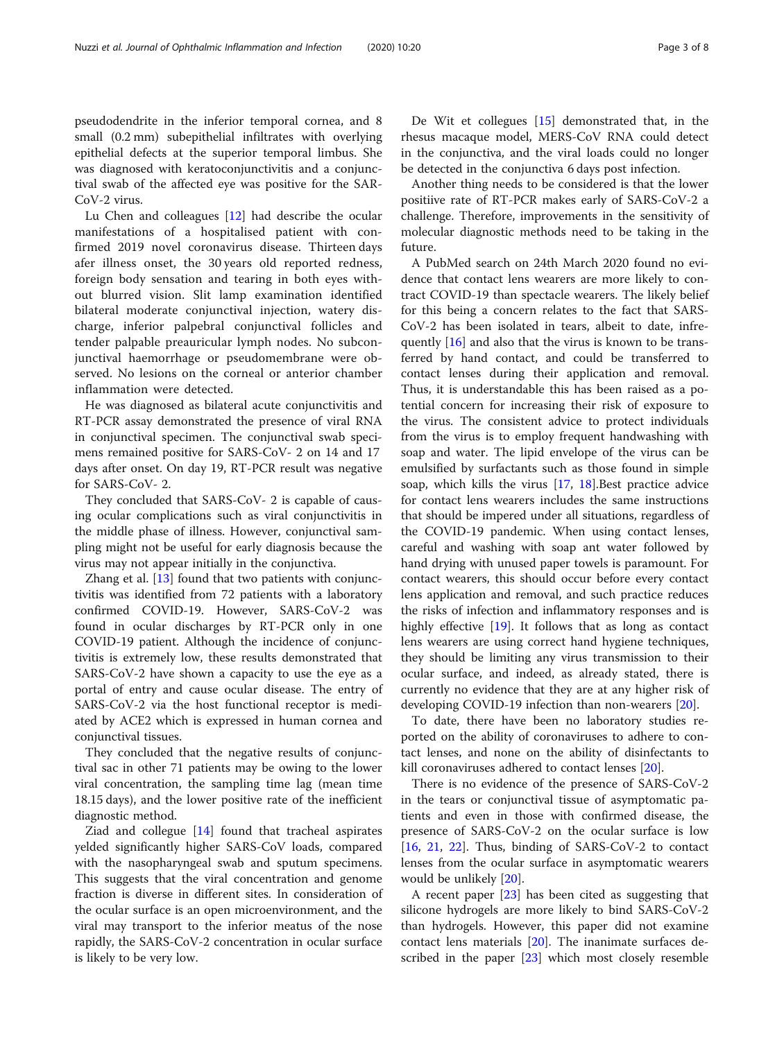pseudodendrite in the inferior temporal cornea, and 8 small (0.2 mm) subepithelial infiltrates with overlying epithelial defects at the superior temporal limbus. She was diagnosed with keratoconjunctivitis and a conjunctival swab of the affected eye was positive for the SAR-CoV-2 virus.

Lu Chen and colleagues [12] had describe the ocular manifestations of a hospitalised patient with confirmed 2019 novel coronavirus disease. Thirteen days afer illness onset, the 30 years old reported redness, foreign body sensation and tearing in both eyes without blurred vision. Slit lamp examination identified bilateral moderate conjunctival injection, watery discharge, inferior palpebral conjunctival follicles and tender palpable preauricular lymph nodes. No subconjunctival haemorrhage or pseudomembrane were observed. No lesions on the corneal or anterior chamber inflammation were detected.

He was diagnosed as bilateral acute conjunctivitis and RT-PCR assay demonstrated the presence of viral RNA in conjunctival specimen. The conjunctival swab specimens remained positive for SARS-CoV- 2 on 14 and 17 days after onset. On day 19, RT-PCR result was negative for SARS-CoV- 2.

They concluded that SARS-CoV- 2 is capable of causing ocular complications such as viral conjunctivitis in the middle phase of illness. However, conjunctival sampling might not be useful for early diagnosis because the virus may not appear initially in the conjunctiva.

Zhang et al. [13] found that two patients with conjunctivitis was identified from 72 patients with a laboratory confirmed COVID-19. However, SARS-CoV-2 was found in ocular discharges by RT-PCR only in one COVID-19 patient. Although the incidence of conjunctivitis is extremely low, these results demonstrated that SARS-CoV-2 have shown a capacity to use the eye as a portal of entry and cause ocular disease. The entry of SARS-CoV-2 via the host functional receptor is mediated by ACE2 which is expressed in human cornea and conjunctival tissues.

They concluded that the negative results of conjunctival sac in other 71 patients may be owing to the lower viral concentration, the sampling time lag (mean time 18.15 days), and the lower positive rate of the inefficient diagnostic method.

Ziad and collegue [14] found that tracheal aspirates yelded significantly higher SARS-CoV loads, compared with the nasopharyngeal swab and sputum specimens. This suggests that the viral concentration and genome fraction is diverse in different sites. In consideration of the ocular surface is an open microenvironment, and the viral may transport to the inferior meatus of the nose rapidly, the SARS-CoV-2 concentration in ocular surface is likely to be very low.

De Wit et collegues [15] demonstrated that, in the rhesus macaque model, MERS-CoV RNA could detect in the conjunctiva, and the viral loads could no longer be detected in the conjunctiva 6 days post infection.

Another thing needs to be considered is that the lower positiive rate of RT-PCR makes early of SARS-CoV-2 a challenge. Therefore, improvements in the sensitivity of molecular diagnostic methods need to be taking in the future.

A PubMed search on 24th March 2020 found no evidence that contact lens wearers are more likely to contract COVID-19 than spectacle wearers. The likely belief for this being a concern relates to the fact that SARS-CoV-2 has been isolated in tears, albeit to date, infrequently [16] and also that the virus is known to be transferred by hand contact, and could be transferred to contact lenses during their application and removal. Thus, it is understandable this has been raised as a potential concern for increasing their risk of exposure to the virus. The consistent advice to protect individuals from the virus is to employ frequent handwashing with soap and water. The lipid envelope of the virus can be emulsified by surfactants such as those found in simple soap, which kills the virus [17, 18].Best practice advice for contact lens wearers includes the same instructions that should be impered under all situations, regardless of the COVID-19 pandemic. When using contact lenses, careful and washing with soap ant water followed by hand drying with unused paper towels is paramount. For contact wearers, this should occur before every contact lens application and removal, and such practice reduces the risks of infection and inflammatory responses and is highly effective [19]. It follows that as long as contact lens wearers are using correct hand hygiene techniques, they should be limiting any virus transmission to their ocular surface, and indeed, as already stated, there is currently no evidence that they are at any higher risk of developing COVID-19 infection than non-wearers [20].

To date, there have been no laboratory studies reported on the ability of coronaviruses to adhere to contact lenses, and none on the ability of disinfectants to kill coronaviruses adhered to contact lenses [20].

There is no evidence of the presence of SARS-CoV-2 in the tears or conjunctival tissue of asymptomatic patients and even in those with confirmed disease, the presence of SARS-CoV-2 on the ocular surface is low [16, 21, 22]. Thus, binding of SARS-CoV-2 to contact lenses from the ocular surface in asymptomatic wearers would be unlikely [20].

A recent paper [23] has been cited as suggesting that silicone hydrogels are more likely to bind SARS-CoV-2 than hydrogels. However, this paper did not examine contact lens materials [20]. The inanimate surfaces described in the paper [23] which most closely resemble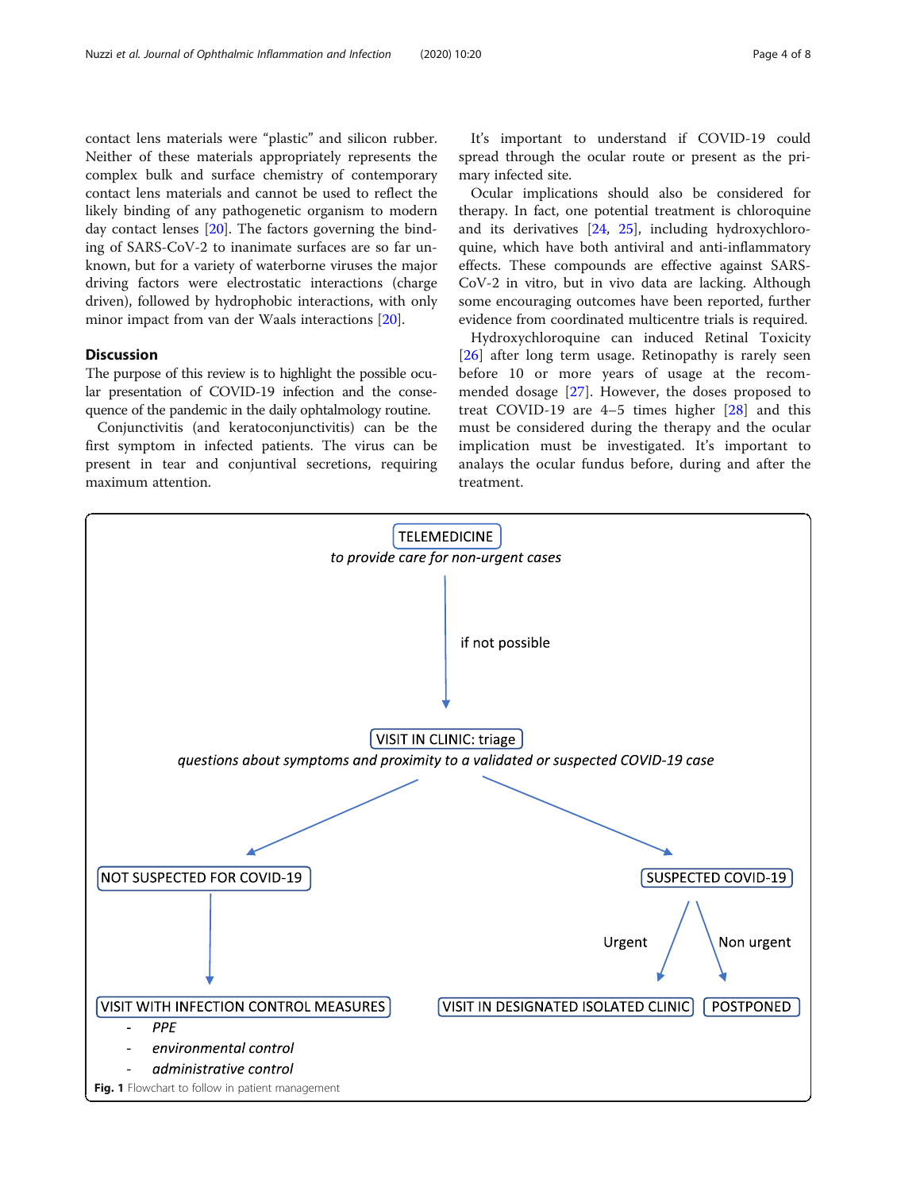contact lens materials were “plastic” and silicon rubber. Neither of these materials appropriately represents the complex bulk and surface chemistry of contemporary contact lens materials and cannot be used to reflect the likely binding of any pathogenetic organism to modern day contact lenses [20]. The factors governing the binding of SARS-CoV-2 to inanimate surfaces are so far unknown, but for a variety of waterborne viruses the major driving factors were electrostatic interactions (charge driven), followed by hydrophobic interactions, with only minor impact from van der Waals interactions [20].

## Discussion

The purpose of this review is to highlight the possible ocular presentation of COVID-19 infection and the consequence of the pandemic in the daily ophtalmology routine.

Conjunctivitis (and keratoconjunctivitis) can be the first symptom in infected patients. The virus can be present in tear and conjuntival secretions, requiring maximum attention.

It’s important to understand if COVID-19 could spread through the ocular route or present as the primary infected site.

Ocular implications should also be considered for therapy. In fact, one potential treatment is chloroquine and its derivatives [24, 25], including hydroxychloroquine, which have both antiviral and anti-inflammatory effects. These compounds are effective against SARS-CoV-2 in vitro, but in vivo data are lacking. Although some encouraging outcomes have been reported, further evidence from coordinated multicentre trials is required.

Hydroxychloroquine can induced Retinal Toxicity [26] after long term usage. Retinopathy is rarely seen before 10 or more years of usage at the recommended dosage [27]. However, the doses proposed to treat COVID-19 are 4–5 times higher [28] and this must be considered during the therapy and the ocular implication must be investigated. It’s important to analays the ocular fundus before, during and after the treatment.

TELEMEDICINE
*to provide care for non-urgent cases*

if not possible

VISIT IN CLINIC: triage
*questions about symptoms and proximity to a validated or suspected COVID-19 case*

NOT SUSPECTED FOR COVID-19

VISIT WITH INFECTION CONTROL MEASURES
- *PPE*
- *environmental control*
- *administrative control*

SUSPECTED COVID-19

Urgent: VISIT IN DESIGNATED ISOLATED CLINIC

Non urgent: POSTPONED

**Fig. 1** Flowchart to follow in patient management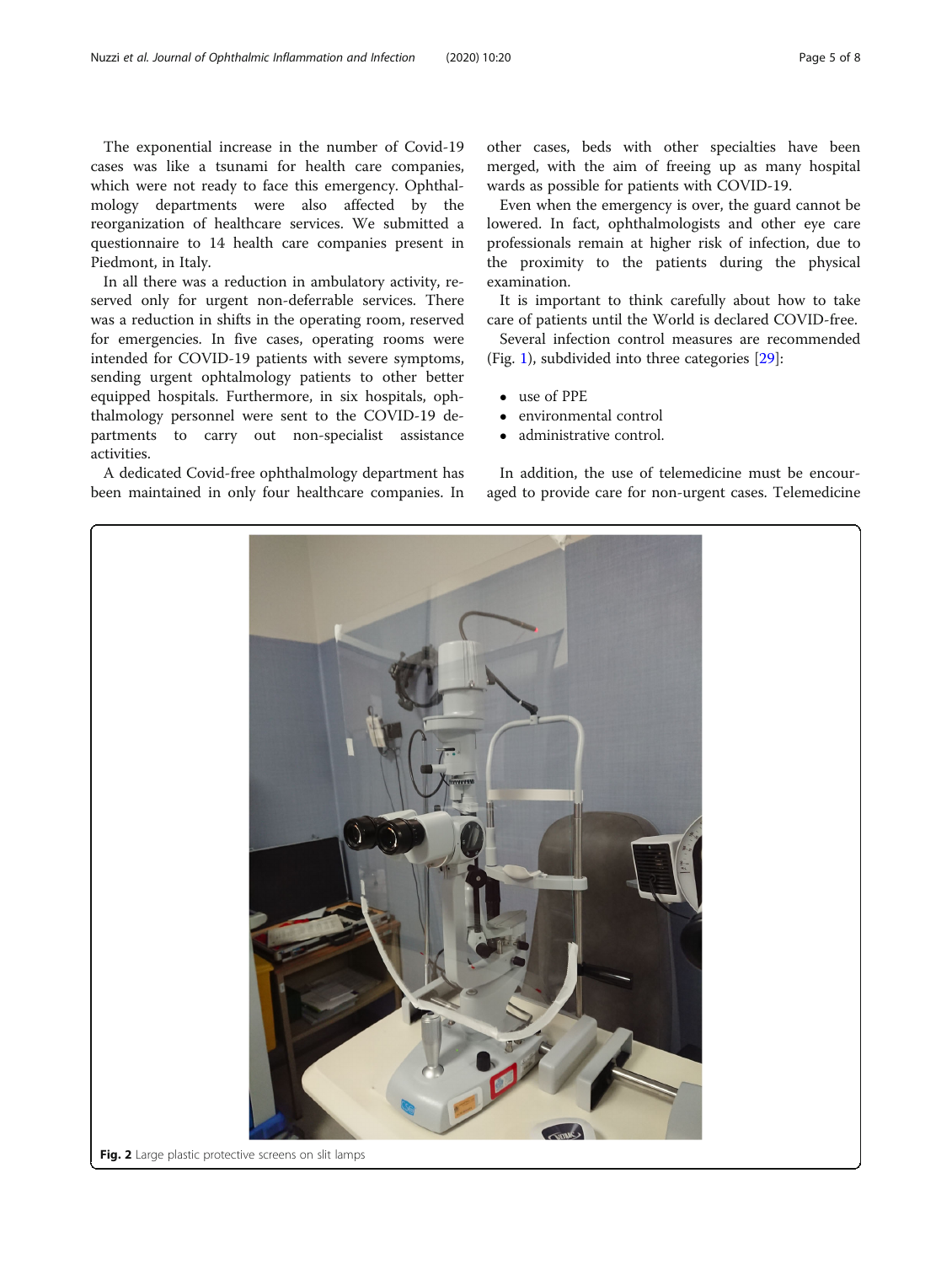The exponential increase in the number of Covid-19 cases was like a tsunami for health care companies, which were not ready to face this emergency. Ophthalmology departments were also affected by the reorganization of healthcare services. We submitted a questionnaire to 14 health care companies present in Piedmont, in Italy.

In all there was a reduction in ambulatory activity, reserved only for urgent non-deferrable services. There was a reduction in shifts in the operating room, reserved for emergencies. In five cases, operating rooms were intended for COVID-19 patients with severe symptoms, sending urgent ophtalmology patients to other better equipped hospitals. Furthermore, in six hospitals, ophthalmology personnel were sent to the COVID-19 departments to carry out non-specialist assistance activities.

A dedicated Covid-free ophthalmology department has been maintained in only four healthcare companies. In other cases, beds with other specialties have been merged, with the aim of freeing up as many hospital wards as possible for patients with COVID-19.

Even when the emergency is over, the guard cannot be lowered. In fact, ophthalmologists and other eye care professionals remain at higher risk of infection, due to the proximity to the patients during the physical examination.

It is important to think carefully about how to take care of patients until the World is declared COVID-free.

Several infection control measures are recommended (Fig. 1), subdivided into three categories [29]:

- use of PPE
- environmental control
- administrative control.

In addition, the use of telemedicine must be encouraged to provide care for non-urgent cases. Telemedicine

**Fig. 2** Large plastic protective screens on slit lamps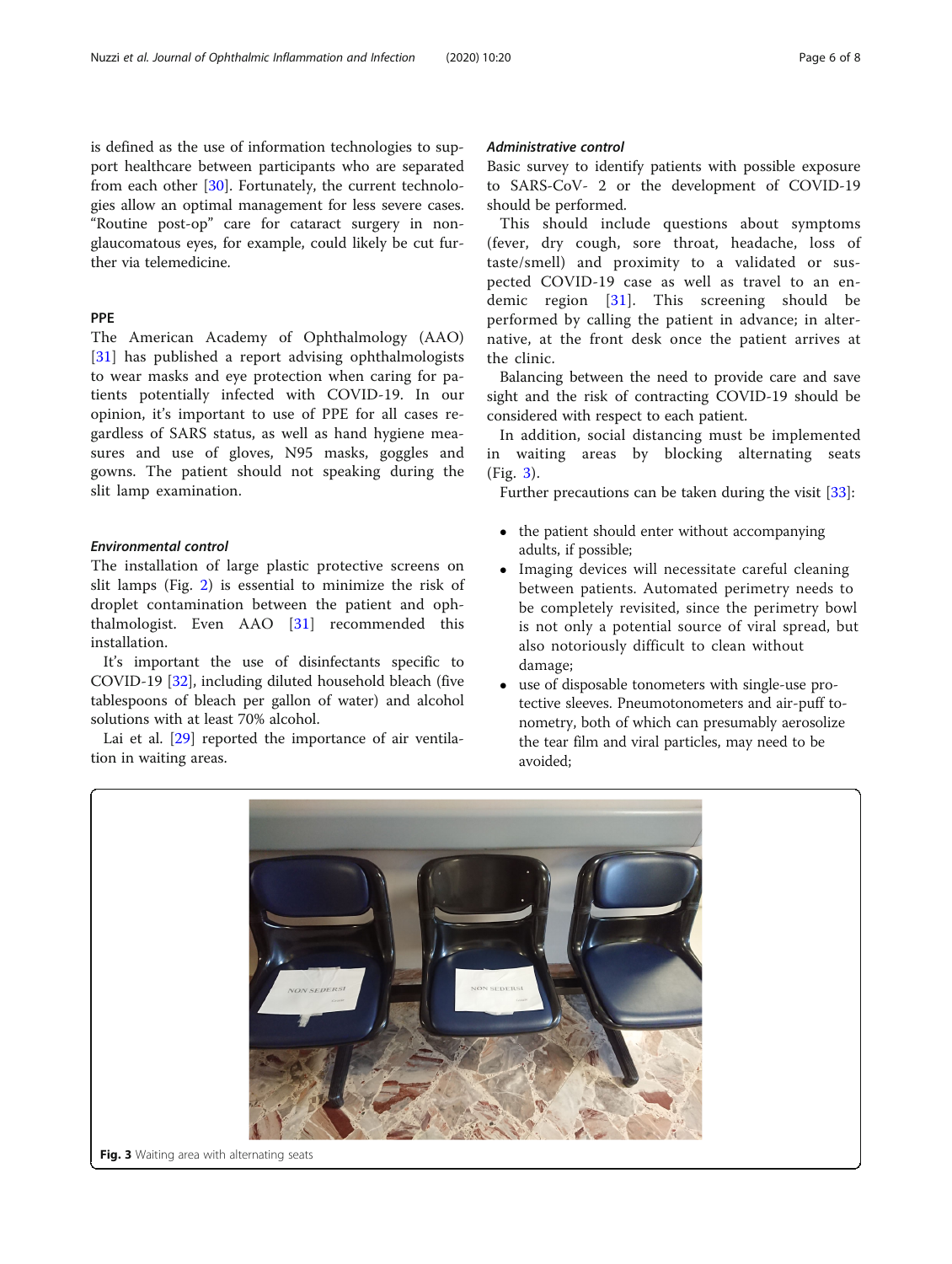is defined as the use of information technologies to support healthcare between participants who are separated from each other [30]. Fortunately, the current technologies allow an optimal management for less severe cases. "Routine post-op" care for cataract surgery in non-glaucomatous eyes, for example, could likely be cut further via telemedicine.

## PPE

The American Academy of Ophthalmology (AAO) [31] has published a report advising ophthalmologists to wear masks and eye protection when caring for patients potentially infected with COVID-19. In our opinion, it's important to use of PPE for all cases regardless of SARS status, as well as hand hygiene measures and use of gloves, N95 masks, goggles and gowns. The patient should not speaking during the slit lamp examination.

### *Environmental control*

The installation of large plastic protective screens on slit lamps (Fig. 2) is essential to minimize the risk of droplet contamination between the patient and ophthalmologist. Even AAO [31] recommended this installation.

It's important the use of disinfectants specific to COVID-19 [32], including diluted household bleach (five tablespoons of bleach per gallon of water) and alcohol solutions with at least 70% alcohol.

Lai et al. [29] reported the importance of air ventilation in waiting areas.

### *Administrative control*

Basic survey to identify patients with possible exposure to SARS-CoV- 2 or the development of COVID-19 should be performed.

This should include questions about symptoms (fever, dry cough, sore throat, headache, loss of taste/smell) and proximity to a validated or suspected COVID-19 case as well as travel to an endemic region [31]. This screening should be performed by calling the patient in advance; in alternative, at the front desk once the patient arrives at the clinic.

Balancing between the need to provide care and save sight and the risk of contracting COVID-19 should be considered with respect to each patient.

In addition, social distancing must be implemented in waiting areas by blocking alternating seats (Fig. 3).

Further precautions can be taken during the visit [33]:

- the patient should enter without accompanying adults, if possible;
- Imaging devices will necessitate careful cleaning between patients. Automated perimetry needs to be completely revisited, since the perimetry bowl is not only a potential source of viral spread, but also notoriously difficult to clean without damage;
- use of disposable tonometers with single-use protective sleeves. Pneumotonometers and air-puff tonometry, both of which can presumably aerosolize the tear film and viral particles, may need to be avoided;

**Fig. 3** Waiting area with alternating seats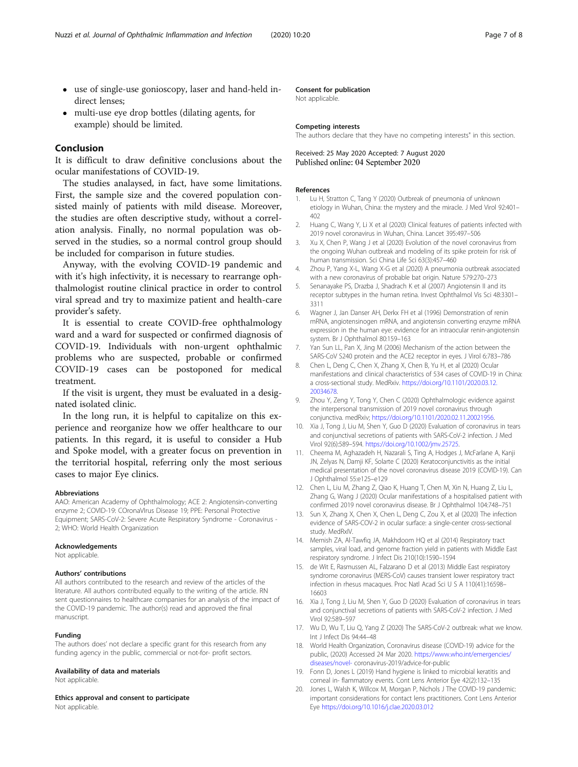- use of single-use gonioscopy, laser and hand-held indirect lenses;
- multi-use eye drop bottles (dilating agents, for example) should be limited.

## Conclusion

It is difficult to draw definitive conclusions about the ocular manifestations of COVID-19.

The studies analysed, in fact, have some limitations. First, the sample size and the covered population consisted mainly of patients with mild disease. Moreover, the studies are often descriptive study, without a correlation analysis. Finally, no normal population was observed in the studies, so a normal control group should be included for comparison in future studies.

Anyway, with the evolving COVID-19 pandemic and with it's high infectivity, it is necessary to rearrange ophthalmologist routine clinical practice in order to control viral spread and try to maximize patient and health-care provider's safety.

It is essential to create COVID-free ophthalmology ward and a ward for suspected or confirmed diagnosis of COVID-19. Individuals with non-urgent ophthalmic problems who are suspected, probable or confirmed COVID-19 cases can be postoponed for medical treatment.

If the visit is urgent, they must be evaluated in a designated isolated clinic.

In the long run, it is helpful to capitalize on this experience and reorganize how we offer healthcare to our patients. In this regard, it is useful to consider a Hub and Spoke model, with a greater focus on prevention in the territorial hospital, referring only the most serious cases to major Eye clinics.

### Abbreviations

AAO: American Academy of Ophthalmology; ACE 2: Angiotensin-converting enzyme 2; COVID-19: COronaVIrus Disease 19; PPE: Personal Protective Equipment; SARS-CoV-2: Severe Acute Respiratory Syndrome - Coronavirus - 2; WHO: World Health Organization

### Acknowledgements

Not applicable.

### Authors' contributions

All authors contributed to the research and review of the articles of the literature. All authors contributed equally to the writing of the article. RN sent questionnaires to healthcare companies for an analysis of the impact of the COVID-19 pandemic. The author(s) read and approved the final manuscript.

### Funding

The authors does' not declare a specific grant for this research from any funding agency in the public, commercial or not-for- profit sectors.

### Availability of data and materials

Not applicable.

### Ethics approval and consent to participate

Not applicable.

### Consent for publication

Not applicable.

### Competing interests

The authors declare that they have no competing interests" in this section.

Received: 25 May 2020 Accepted: 7 August 2020
Published online: 04 September 2020

### References

1. Lu H, Stratton C, Tang Y (2020) Outbreak of pneumonia of unknown etiology in Wuhan, China: the mystery and the miracle. J Med Virol 92:401–402
2. Huang C, Wang Y, Li X et al (2020) Clinical features of patients infected with 2019 novel coronavirus in Wuhan, China. Lancet 395:497–506
3. Xu X, Chen P, Wang J et al (2020) Evolution of the novel coronavirus from the ongoing Wuhan outbreak and modeling of its spike protein for risk of human transmission. Sci China Life Sci 63(3):457–460
4. Zhou P, Yang X-L, Wang X-G et al (2020) A pneumonia outbreak associated with a new coronavirus of probable bat origin. Nature 579:270–273
5. Senanayake PS, Drazba J, Shadrach K et al (2007) Angiotensin II and its receptor subtypes in the human retina. Invest Ophthalmol Vis Sci 48:3301–3311
6. Wagner J, Jan Danser AH, Derkx FH et al (1996) Demonstration of renin mRNA, angiotensinogen mRNA, and angiotensin converting enzyme mRNA expression in the human eye: evidence for an intraocular renin-angiotensin system. Br J Ophthalmol 80:159–163
7. Yan Sun LL, Pan X, Jing M (2006) Mechanism of the action between the SARS-CoV S240 protein and the ACE2 receptor in eyes. J Virol 6:783–786
8. Chen L, Deng C, Chen X, Zhang X, Chen B, Yu H, et al (2020) Ocular manifestations and clinical characteristics of 534 cases of COVID-19 in China: a cross-sectional study. MedRxiv. https://doi.org/10.1101/2020.03.12.20034678.
9. Zhou Y, Zeng Y, Tong Y, Chen C (2020) Ophthalmologic evidence against the interpersonal transmission of 2019 novel coronavirus through conjunctiva. medRxiv; https://doi.org/10.1101/2020.02.11.20021956.
10. Xia J, Tong J, Liu M, Shen Y, Guo D (2020) Evaluation of coronavirus in tears and conjunctival secretions of patients with SARS-CoV-2 infection. J Med Virol 92(6):589–594. https://doi.org/10.1002/jmv.25725.
11. Cheema M, Aghazadeh H, Nazarali S, Ting A, Hodges J, McFarlane A, Kanji JN, Zelyas N, Damji KF, Solarte C (2020) Keratoconjunctivitis as the initial medical presentation of the novel coronavirus disease 2019 (COVID-19). Can J Ophthalmol 55:e125–e129
12. Chen L, Liu M, Zhang Z, Qiao K, Huang T, Chen M, Xin N, Huang Z, Liu L, Zhang G, Wang J (2020) Ocular manifestations of a hospitalised patient with confirmed 2019 novel coronavirus disease. Br J Ophthalmol 104:748–751
13. Sun X, Zhang X, Chen X, Chen L, Deng C, Zou X, et al (2020) The infection evidence of SARS-COV-2 in ocular surface: a single-center cross-sectional study. MedRxIV.
14. Memish ZA, Al-Tawfiq JA, Makhdoom HQ et al (2014) Respiratory tract samples, viral load, and genome fraction yield in patients with Middle East respiratory syndrome. J Infect Dis 210(10):1590–1594
15. de Wit E, Rasmussen AL, Falzarano D et al (2013) Middle East respiratory syndrome coronavirus (MERS-CoV) causes transient lower respiratory tract infection in rhesus macaques. Proc Natl Acad Sci U S A 110(41):16598–16603
16. Xia J, Tong J, Liu M, Shen Y, Guo D (2020) Evaluation of coronavirus in tears and conjunctival secretions of patients with SARS-CoV-2 infection. J Med Virol 92:589–597
17. Wu D, Wu T, Liu Q, Yang Z (2020) The SARS-CoV-2 outbreak: what we know. Int J Infect Dis 94:44–48
18. World Health Organization, Coronavirus disease (COVID-19) advice for the public, (2020) Accessed 24 Mar 2020. https://www.who.int/emergencies/diseases/novel- coronavirus-2019/advice-for-public
19. Fonn D, Jones L (2019) Hand hygiene is linked to microbial keratitis and corneal in- flammatory events. Cont Lens Anterior Eye 42(2):132–135
20. Jones L, Walsh K, Willcox M, Morgan P, Nichols J The COVID-19 pandemic: important considerations for contact lens practitioners. Cont Lens Anterior Eye https://doi.org/10.1016/j.clae.2020.03.012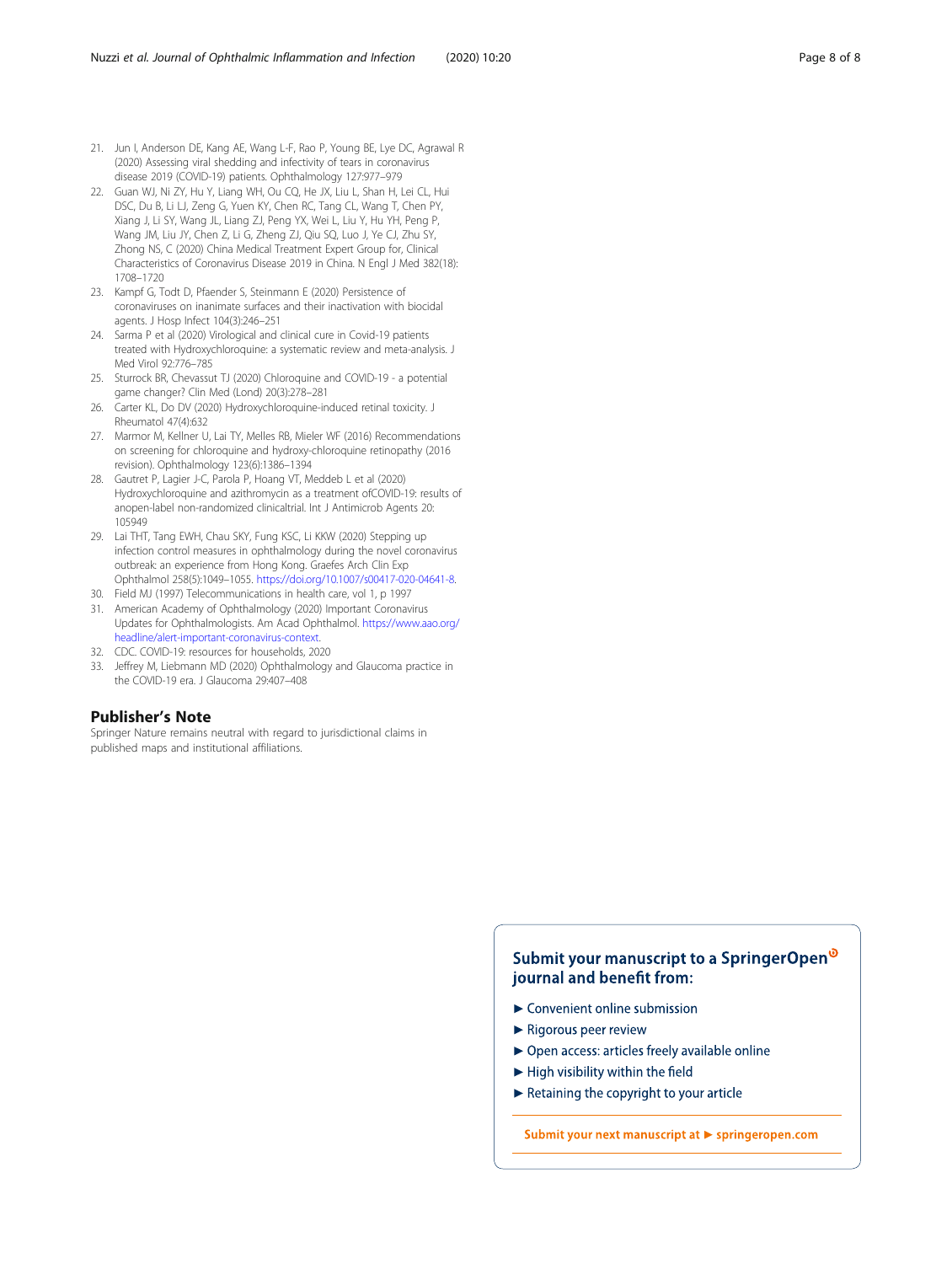21. Jun I, Anderson DE, Kang AE, Wang L-F, Rao P, Young BE, Lye DC, Agrawal R (2020) Assessing viral shedding and infectivity of tears in coronavirus disease 2019 (COVID-19) patients. Ophthalmology 127:977–979
22. Guan WJ, Ni ZY, Hu Y, Liang WH, Ou CQ, He JX, Liu L, Shan H, Lei CL, Hui DSC, Du B, Li LJ, Zeng G, Yuen KY, Chen RC, Tang CL, Wang T, Chen PY, Xiang J, Li SY, Wang JL, Liang ZJ, Peng YX, Wei L, Liu Y, Hu YH, Peng P, Wang JM, Liu JY, Chen Z, Li G, Zheng ZJ, Qiu SQ, Luo J, Ye CJ, Zhu SY, Zhong NS, C (2020) China Medical Treatment Expert Group for, Clinical Characteristics of Coronavirus Disease 2019 in China. N Engl J Med 382(18): 1708–1720
23. Kampf G, Todt D, Pfaender S, Steinmann E (2020) Persistence of coronaviruses on inanimate surfaces and their inactivation with biocidal agents. J Hosp Infect 104(3):246–251
24. Sarma P et al (2020) Virological and clinical cure in Covid-19 patients treated with Hydroxychloroquine: a systematic review and meta-analysis. J Med Virol 92:776–785
25. Sturrock BR, Chevassut TJ (2020) Chloroquine and COVID-19 - a potential game changer? Clin Med (Lond) 20(3):278–281
26. Carter KL, Do DV (2020) Hydroxychloroquine-induced retinal toxicity. J Rheumatol 47(4):632
27. Marmor M, Kellner U, Lai TY, Melles RB, Mieler WF (2016) Recommendations on screening for chloroquine and hydroxy-chloroquine retinopathy (2016 revision). Ophthalmology 123(6):1386–1394
28. Gautret P, Lagier J-C, Parola P, Hoang VT, Meddeb L et al (2020) Hydroxychloroquine and azithromycin as a treatment ofCOVID-19: results of anopen-label non-randomized clinicaltrial. Int J Antimicrob Agents 20: 105949
29. Lai THT, Tang EWH, Chau SKY, Fung KSC, Li KKW (2020) Stepping up infection control measures in ophthalmology during the novel coronavirus outbreak: an experience from Hong Kong. Graefes Arch Clin Exp Ophthalmol 258(5):1049–1055. https://doi.org/10.1007/s00417-020-04641-8.
30. Field MJ (1997) Telecommunications in health care, vol 1, p 1997
31. American Academy of Ophthalmology (2020) Important Coronavirus Updates for Ophthalmologists. Am Acad Ophthalmol. https://www.aao.org/headline/alert-important-coronavirus-context.
32. CDC. COVID-19: resources for households, 2020
33. Jeffrey M, Liebmann MD (2020) Ophthalmology and Glaucoma practice in the COVID-19 era. J Glaucoma 29:407–408

## Publisher's Note

Springer Nature remains neutral with regard to jurisdictional claims in published maps and institutional affiliations.

**Submit your manuscript to a SpringerOpen journal and benefit from:**

- ► Convenient online submission
- ► Rigorous peer review
- ► Open access: articles freely available online
- ► High visibility within the field
- ► Retaining the copyright to your article

**Submit your next manuscript at ► springeropen.com**